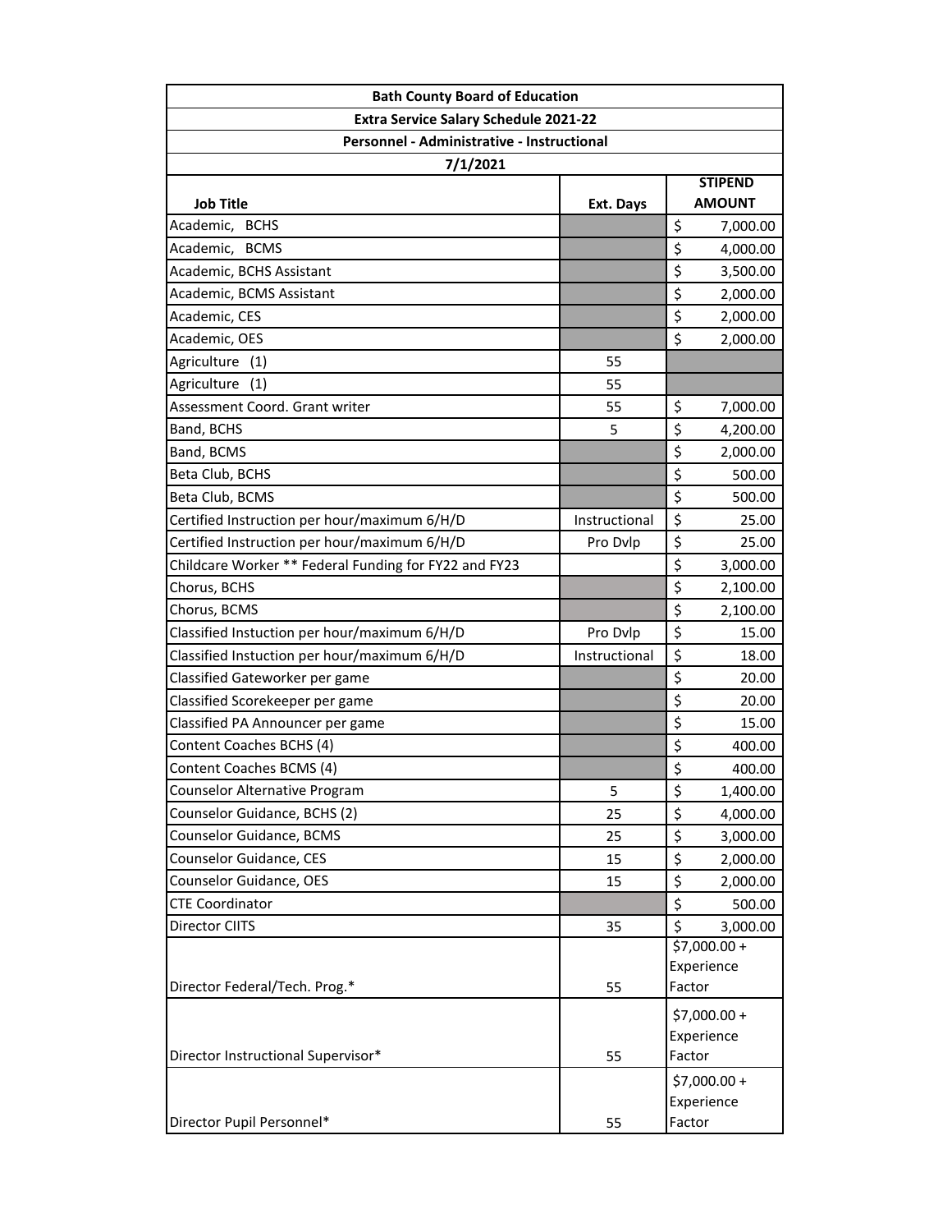| Bath County Board of Education | | |
|---|---|---|
| Extra Service Salary Schedule 2021-22 | | |
| Personnel - Administrative - Instructional | | |
| 7/1/2021 | | |
| **Job Title** | **Ext. Days** | **STIPEND AMOUNT** |
| Academic, BCHS | | $ 7,000.00 |
| Academic, BCMS | | $ 4,000.00 |
| Academic, BCHS Assistant | | $ 3,500.00 |
| Academic, BCMS Assistant | | $ 2,000.00 |
| Academic, CES | | $ 2,000.00 |
| Academic, OES | | $ 2,000.00 |
| Agriculture (1) | 55 | |
| Agriculture (1) | 55 | |
| Assessment Coord. Grant writer | 55 | $ 7,000.00 |
| Band, BCHS | 5 | $ 4,200.00 |
| Band, BCMS | | $ 2,000.00 |
| Beta Club, BCHS | | $ 500.00 |
| Beta Club, BCMS | | $ 500.00 |
| Certified Instruction per hour/maximum 6/H/D | Instructional | $ 25.00 |
| Certified Instruction per hour/maximum 6/H/D | Pro Dvlp | $ 25.00 |
| Childcare Worker ** Federal Funding for FY22 and FY23 | | $ 3,000.00 |
| Chorus, BCHS | | $ 2,100.00 |
| Chorus, BCMS | | $ 2,100.00 |
| Classified Instuction per hour/maximum 6/H/D | Pro Dvlp | $ 15.00 |
| Classified Instuction per hour/maximum 6/H/D | Instructional | $ 18.00 |
| Classified Gateworker per game | | $ 20.00 |
| Classified Scorekeeper per game | | $ 20.00 |
| Classified PA Announcer per game | | $ 15.00 |
| Content Coaches BCHS (4) | | $ 400.00 |
| Content Coaches BCMS (4) | | $ 400.00 |
| Counselor Alternative Program | 5 | $ 1,400.00 |
| Counselor Guidance, BCHS (2) | 25 | $ 4,000.00 |
| Counselor Guidance, BCMS | 25 | $ 3,000.00 |
| Counselor Guidance, CES | 15 | $ 2,000.00 |
| Counselor Guidance, OES | 15 | $ 2,000.00 |
| CTE Coordinator | | $ 500.00 |
| Director CIITS | 35 | $ 3,000.00 |
| Director Federal/Tech. Prog.* | 55 | $7,000.00 + Experience Factor |
| Director Instructional Supervisor* | 55 | $7,000.00 + Experience Factor |
| Director Pupil Personnel* | 55 | $7,000.00 + Experience Factor |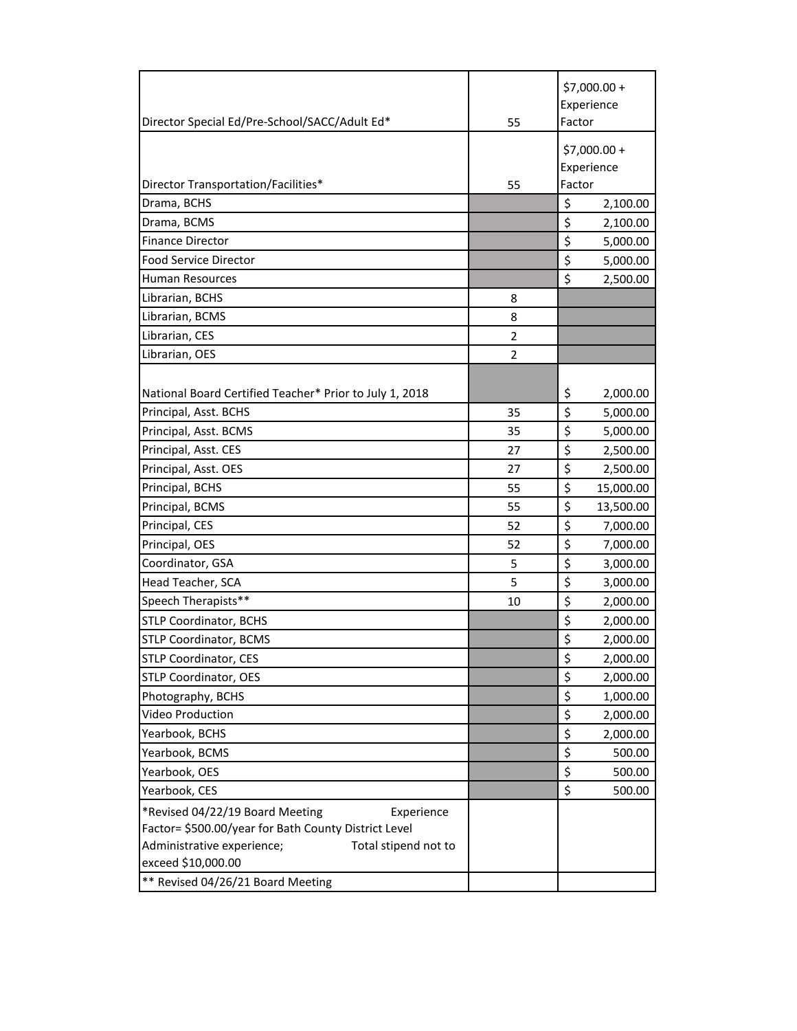| | | |
|---|---|---|
| Director Special Ed/Pre-School/SACC/Adult Ed* | 55 | $7,000.00 + Experience Factor |
| Director Transportation/Facilities* | 55 | $7,000.00 + Experience Factor |
| Drama, BCHS | | $ 2,100.00 |
| Drama, BCMS | | $ 2,100.00 |
| Finance Director | | $ 5,000.00 |
| Food Service Director | | $ 5,000.00 |
| Human Resources | | $ 2,500.00 |
| Librarian, BCHS | 8 | |
| Librarian, BCMS | 8 | |
| Librarian, CES | 2 | |
| Librarian, OES | 2 | |
| National Board Certified Teacher* Prior to July 1, 2018 | | $ 2,000.00 |
| Principal, Asst. BCHS | 35 | $ 5,000.00 |
| Principal, Asst. BCMS | 35 | $ 5,000.00 |
| Principal, Asst. CES | 27 | $ 2,500.00 |
| Principal, Asst. OES | 27 | $ 2,500.00 |
| Principal, BCHS | 55 | $ 15,000.00 |
| Principal, BCMS | 55 | $ 13,500.00 |
| Principal, CES | 52 | $ 7,000.00 |
| Principal, OES | 52 | $ 7,000.00 |
| Coordinator, GSA | 5 | $ 3,000.00 |
| Head Teacher, SCA | 5 | $ 3,000.00 |
| Speech Therapists** | 10 | $ 2,000.00 |
| STLP Coordinator, BCHS | | $ 2,000.00 |
| STLP Coordinator, BCMS | | $ 2,000.00 |
| STLP Coordinator, CES | | $ 2,000.00 |
| STLP Coordinator, OES | | $ 2,000.00 |
| Photography, BCHS | | $ 1,000.00 |
| Video Production | | $ 2,000.00 |
| Yearbook, BCHS | | $ 2,000.00 |
| Yearbook, BCMS | | $ 500.00 |
| Yearbook, OES | | $ 500.00 |
| Yearbook, CES | | $ 500.00 |
| *Revised 04/22/19 Board Meeting Experience Factor= $500.00/year for Bath County District Level Administrative experience; Total stipend not to exceed $10,000.00 | | |
| ** Revised 04/26/21 Board Meeting | | |